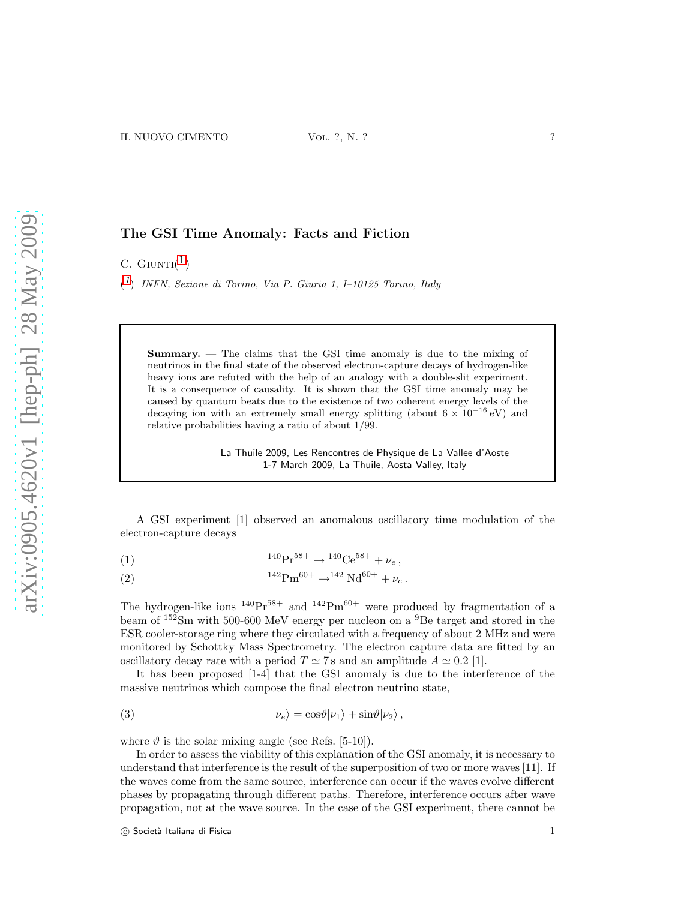# The GSI Time Anomaly: Facts and Fiction

C. Giunti([1])

([1]) *INFN, Sezione di Torino, Via P. Giuria 1, I–10125 Torino, Italy*

**Summary.** — The claims that the GSI time anomaly is due to the mixing of neutrinos in the final state of the observed electron-capture decays of hydrogen-like heavy ions are refuted with the help of an analogy with a double-slit experiment. It is a consequence of causality. It is shown that the GSI time anomaly may be caused by quantum beats due to the existence of two coherent energy levels of the decaying ion with an extremely small energy splitting (about $6 \times 10^{-16}$ eV) and relative probabilities having a ratio of about 1/99.

La Thuile 2009, Les Rencontres de Physique de La Vallee d'Aoste
1-7 March 2009, La Thuile, Aosta Valley, Italy

A GSI experiment [1] observed an anomalous oscillatory time modulation of the electron-capture decays

$$^{140}\mathrm{Pr}^{58+} \to {}^{140}\mathrm{Ce}^{58+} + \nu_e \,, \tag{1}$$

$$^{142}\mathrm{Pm}^{60+} \to {}^{142}\mathrm{Nd}^{60+} + \nu_e \,. \tag{2}$$

The hydrogen-like ions $^{140}\mathrm{Pr}^{58+}$ and $^{142}\mathrm{Pm}^{60+}$ were produced by fragmentation of a beam of $^{152}\mathrm{Sm}$ with 500-600 MeV energy per nucleon on a $^{9}\mathrm{Be}$ target and stored in the ESR cooler-storage ring where they circulated with a frequency of about 2 MHz and were monitored by Schottky Mass Spectrometry. The electron capture data are fitted by an oscillatory decay rate with a period $T \simeq 7\,\mathrm{s}$ and an amplitude $A \simeq 0.2$ [1].

It has been proposed [1-4] that the GSI anomaly is due to the interference of the massive neutrinos which compose the final electron neutrino state,

$$|\nu_e\rangle = \cos\vartheta|\nu_1\rangle + \sin\vartheta|\nu_2\rangle \,, \tag{3}$$

where $\vartheta$ is the solar mixing angle (see Refs. [5-10]).

In order to assess the viability of this explanation of the GSI anomaly, it is necessary to understand that interference is the result of the superposition of two or more waves [11]. If the waves come from the same source, interference can occur if the waves evolve different phases by propagating through different paths. Therefore, interference occurs after wave propagation, not at the wave source. In the case of the GSI experiment, there cannot be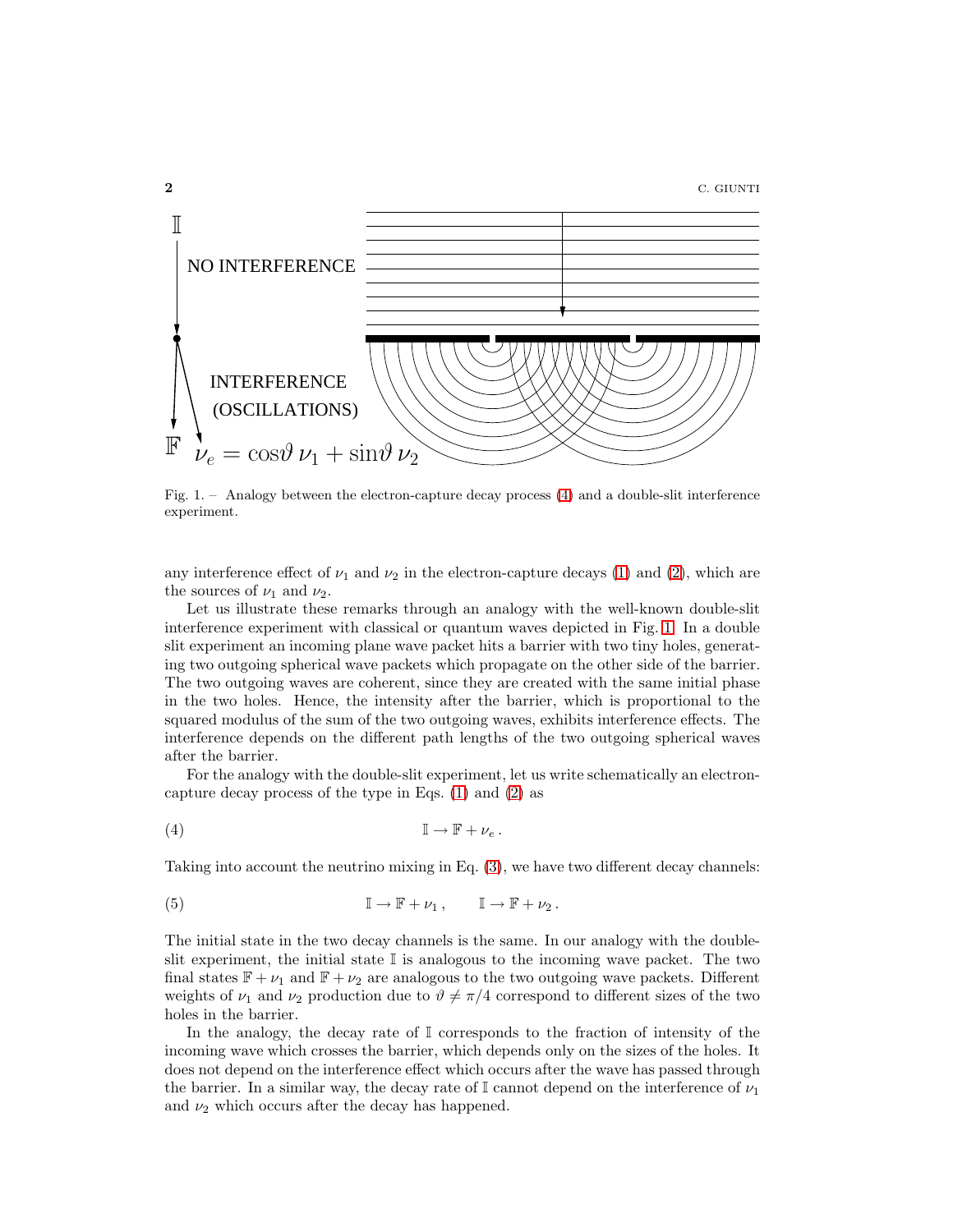Fig. 1. – Analogy between the electron-capture decay process (4) and a double-slit interference experiment.

any interference effect of $\nu_1$ and $\nu_2$ in the electron-capture decays (1) and (2), which are the sources of $\nu_1$ and $\nu_2$.

Let us illustrate these remarks through an analogy with the well-known double-slit interference experiment with classical or quantum waves depicted in Fig. 1. In a double slit experiment an incoming plane wave packet hits a barrier with two tiny holes, generating two outgoing spherical wave packets which propagate on the other side of the barrier. The two outgoing waves are coherent, since they are created with the same initial phase in the two holes. Hence, the intensity after the barrier, which is proportional to the squared modulus of the sum of the two outgoing waves, exhibits interference effects. The interference depends on the different path lengths of the two outgoing spherical waves after the barrier.

For the analogy with the double-slit experiment, let us write schematically an electron-capture decay process of the type in Eqs. (1) and (2) as

$$\mathbb{I} \to \mathbb{F} + \nu_e \, . \tag{4}$$

Taking into account the neutrino mixing in Eq. (3), we have two different decay channels:

$$\mathbb{I} \to \mathbb{F} + \nu_1 \, , \qquad \mathbb{I} \to \mathbb{F} + \nu_2 \, . \tag{5}$$

The initial state in the two decay channels is the same. In our analogy with the double-slit experiment, the initial state $\mathbb{I}$ is analogous to the incoming wave packet. The two final states $\mathbb{F} + \nu_1$ and $\mathbb{F} + \nu_2$ are analogous to the two outgoing wave packets. Different weights of $\nu_1$ and $\nu_2$ production due to $\vartheta \neq \pi/4$ correspond to different sizes of the two holes in the barrier.

In the analogy, the decay rate of $\mathbb{I}$ corresponds to the fraction of intensity of the incoming wave which crosses the barrier, which depends only on the sizes of the holes. It does not depend on the interference effect which occurs after the wave has passed through the barrier. In a similar way, the decay rate of $\mathbb{I}$ cannot depend on the interference of $\nu_1$ and $\nu_2$ which occurs after the decay has happened.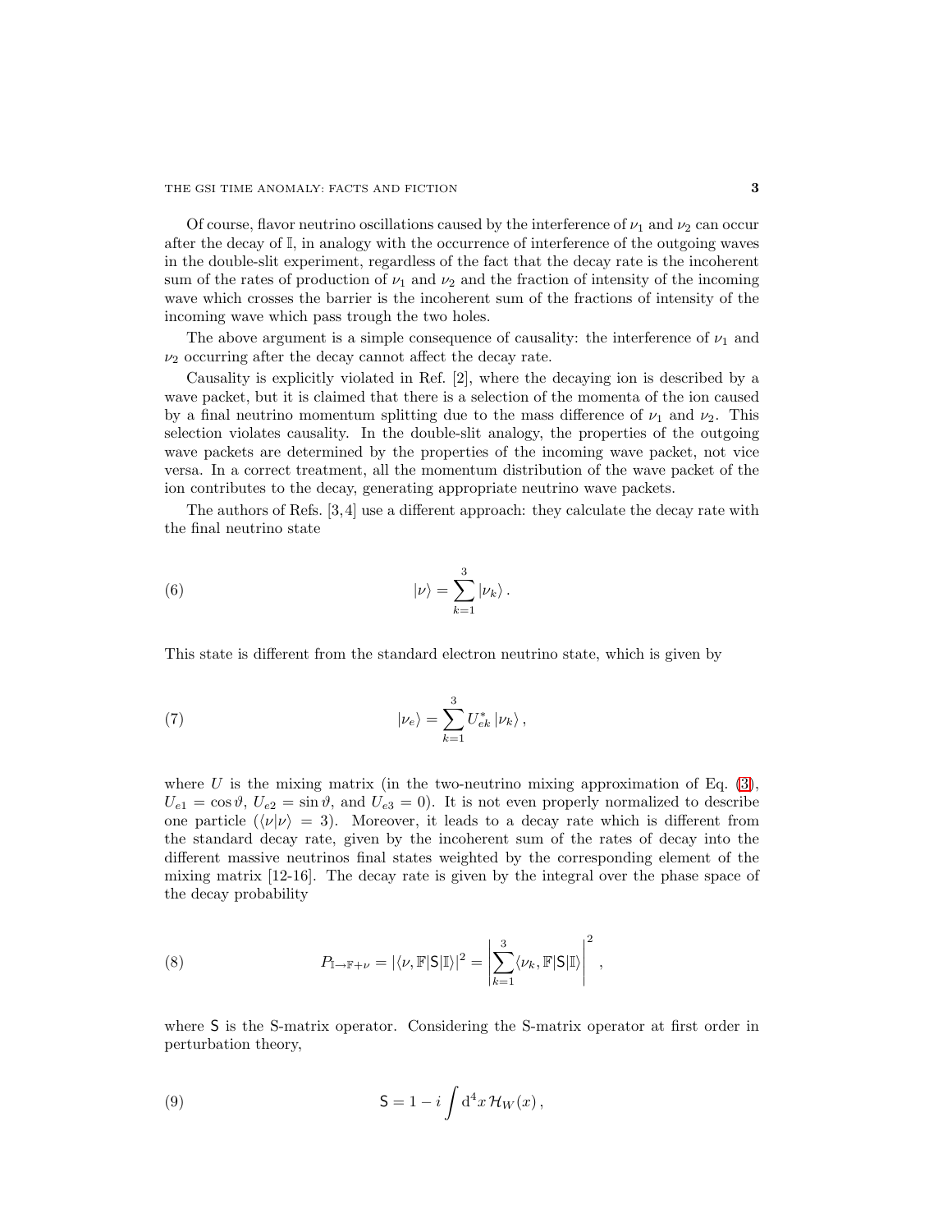Of course, flavor neutrino oscillations caused by the interference of $\nu_1$ and $\nu_2$ can occur after the decay of $\mathbb{I}$, in analogy with the occurrence of interference of the outgoing waves in the double-slit experiment, regardless of the fact that the decay rate is the incoherent sum of the rates of production of $\nu_1$ and $\nu_2$ and the fraction of intensity of the incoming wave which crosses the barrier is the incoherent sum of the fractions of intensity of the incoming wave which pass trough the two holes.

The above argument is a simple consequence of causality: the interference of $\nu_1$ and $\nu_2$ occurring after the decay cannot affect the decay rate.

Causality is explicitly violated in Ref. [2], where the decaying ion is described by a wave packet, but it is claimed that there is a selection of the momenta of the ion caused by a final neutrino momentum splitting due to the mass difference of $\nu_1$ and $\nu_2$. This selection violates causality. In the double-slit analogy, the properties of the outgoing wave packets are determined by the properties of the incoming wave packet, not vice versa. In a correct treatment, all the momentum distribution of the wave packet of the ion contributes to the decay, generating appropriate neutrino wave packets.

The authors of Refs. [3,4] use a different approach: they calculate the decay rate with the final neutrino state

$$|\nu\rangle = \sum_{k=1}^{3} |\nu_k\rangle \,. \tag{6}$$

This state is different from the standard electron neutrino state, which is given by

$$|\nu_e\rangle = \sum_{k=1}^{3} U_{ek}^{*} \, |\nu_k\rangle \,, \tag{7}$$

where $U$ is the mixing matrix (in the two-neutrino mixing approximation of Eq. (3), $U_{e1} = \cos\vartheta$, $U_{e2} = \sin\vartheta$, and $U_{e3} = 0$). It is not even properly normalized to describe one particle ($\langle\nu|\nu\rangle = 3$). Moreover, it leads to a decay rate which is different from the standard decay rate, given by the incoherent sum of the rates of decay into the different massive neutrinos final states weighted by the corresponding element of the mixing matrix [12-16]. The decay rate is given by the integral over the phase space of the decay probability

$$P_{\mathbb{I}\to\mathbb{F}+\nu} = |\langle\nu,\mathbb{F}|\mathsf{S}|\mathbb{I}\rangle|^2 = \left| \sum_{k=1}^{3} \langle\nu_k,\mathbb{F}|\mathsf{S}|\mathbb{I}\rangle \right|^2 \,, \tag{8}$$

where $\mathsf{S}$ is the S-matrix operator. Considering the S-matrix operator at first order in perturbation theory,

$$\mathsf{S} = 1 - i \int \mathrm{d}^4x \, \mathcal{H}_W(x) \,, \tag{9}$$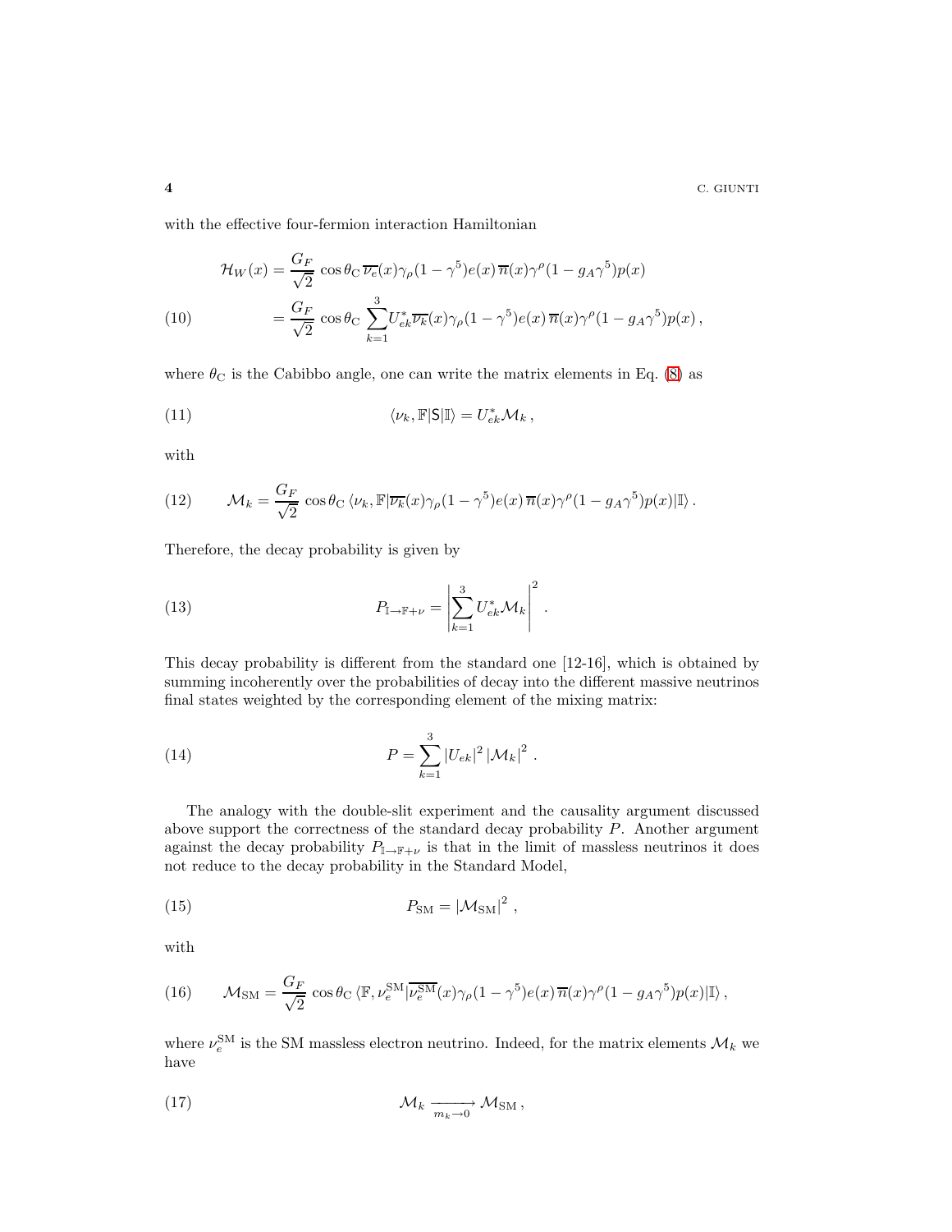with the effective four-fermion interaction Hamiltonian

$$
\begin{aligned}
\mathcal{H}_W(x) &= \frac{G_F}{\sqrt{2}} \cos\theta_{\mathrm{C}} \, \overline{\nu_e}(x)\gamma_\rho(1-\gamma^5)e(x)\,\overline{n}(x)\gamma^\rho(1-g_A\gamma^5)p(x) \\
&= \frac{G_F}{\sqrt{2}} \cos\theta_{\mathrm{C}} \sum_{k=1}^{3} U_{ek}^{*}\overline{\nu_k}(x)\gamma_\rho(1-\gamma^5)e(x)\,\overline{n}(x)\gamma^\rho(1-g_A\gamma^5)p(x)\,,
\end{aligned} \tag{10}
$$

where $\theta_{\mathrm{C}}$ is the Cabibbo angle, one can write the matrix elements in Eq. (8) as

$$
\langle \nu_k, \mathbb{F} | \mathsf{S} | \mathbb{I} \rangle = U_{ek}^{*} \mathcal{M}_k \,, \tag{11}
$$

with

$$
\mathcal{M}_k = \frac{G_F}{\sqrt{2}} \cos\theta_{\mathrm{C}} \, \langle \nu_k, \mathbb{F} | \overline{\nu_k}(x)\gamma_\rho(1-\gamma^5)e(x)\,\overline{n}(x)\gamma^\rho(1-g_A\gamma^5)p(x) | \mathbb{I} \rangle \,. \tag{12}
$$

Therefore, the decay probability is given by

$$
P_{\mathbb{I}\to\mathbb{F}+\nu} = \left| \sum_{k=1}^{3} U_{ek}^{*} \mathcal{M}_k \right|^2 \,. \tag{13}
$$

This decay probability is different from the standard one [12-16], which is obtained by summing incoherently over the probabilities of decay into the different massive neutrinos final states weighted by the corresponding element of the mixing matrix:

$$
P = \sum_{k=1}^{3} |U_{ek}|^2 \, |\mathcal{M}_k|^2 \,. \tag{14}
$$

The analogy with the double-slit experiment and the causality argument discussed above support the correctness of the standard decay probability $P$. Another argument against the decay probability $P_{\mathbb{I}\to\mathbb{F}+\nu}$ is that in the limit of massless neutrinos it does not reduce to the decay probability in the Standard Model,

$$
P_{\mathrm{SM}} = |\mathcal{M}_{\mathrm{SM}}|^2 \,, \tag{15}
$$

with

$$
\mathcal{M}_{\mathrm{SM}} = \frac{G_F}{\sqrt{2}} \cos\theta_{\mathrm{C}} \, \langle \mathbb{F}, \nu_e^{\mathrm{SM}} | \overline{\nu_e^{\mathrm{SM}}}(x)\gamma_\rho(1-\gamma^5)e(x)\,\overline{n}(x)\gamma^\rho(1-g_A\gamma^5)p(x) | \mathbb{I} \rangle \,, \tag{16}
$$

where $\nu_e^{\mathrm{SM}}$ is the SM massless electron neutrino. Indeed, for the matrix elements $\mathcal{M}_k$ we have

$$
\mathcal{M}_k \xrightarrow[m_k \to 0]{} \mathcal{M}_{\mathrm{SM}} \,, \tag{17}
$$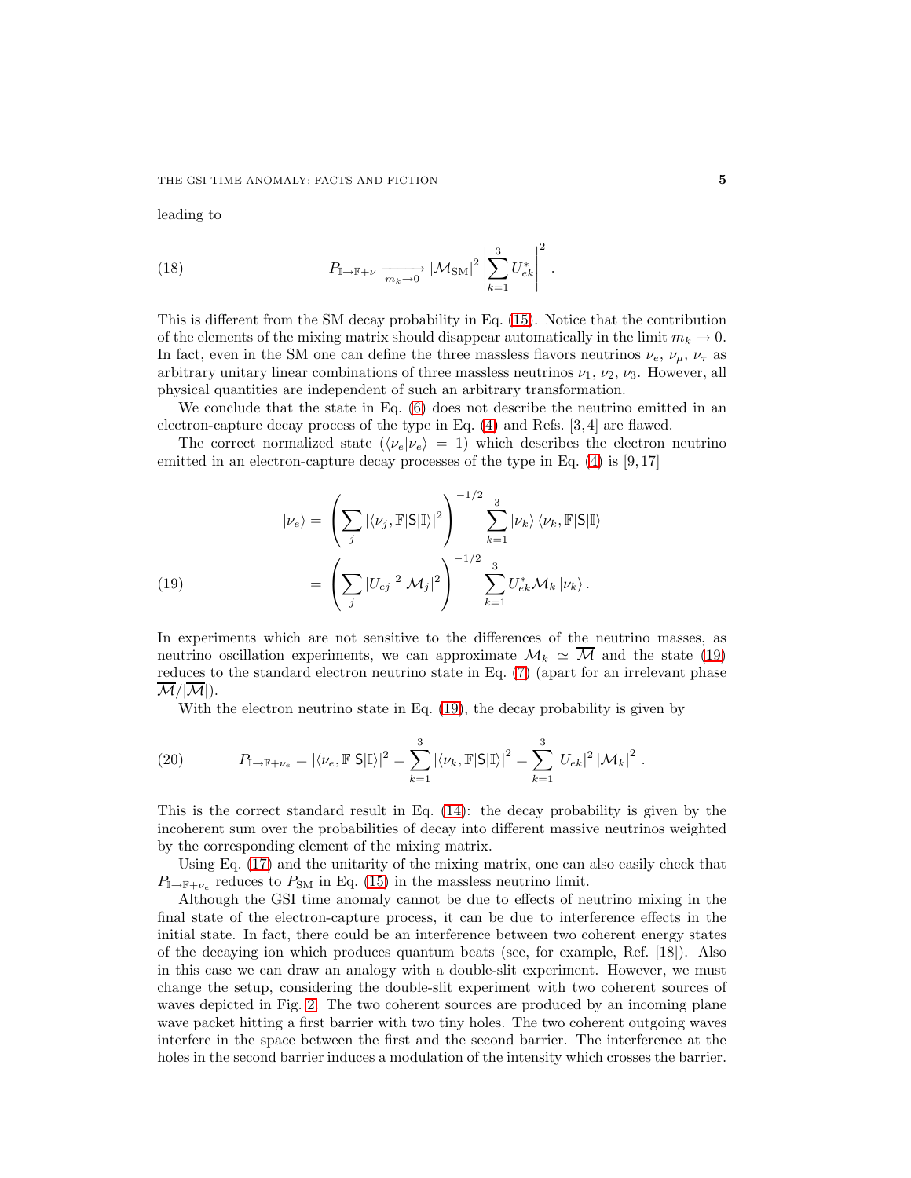leading to

$$P_{\mathbb{I}\to\mathbb{F}+\nu} \xrightarrow[m_k\to 0]{} |\mathcal{M}_{\rm SM}|^2 \left| \sum_{k=1}^{3} U_{ek}^{*} \right|^2 . \tag{18}$$

This is different from the SM decay probability in Eq. (15). Notice that the contribution of the elements of the mixing matrix should disappear automatically in the limit $m_k \to 0$. In fact, even in the SM one can define the three massless flavors neutrinos $\nu_e$, $\nu_\mu$, $\nu_\tau$ as arbitrary unitary linear combinations of three massless neutrinos $\nu_1$, $\nu_2$, $\nu_3$. However, all physical quantities are independent of such an arbitrary transformation.

We conclude that the state in Eq. (6) does not describe the neutrino emitted in an electron-capture decay process of the type in Eq. (4) and Refs. [3, 4] are flawed.

The correct normalized state ($\langle\nu_e|\nu_e\rangle = 1$) which describes the electron neutrino emitted in an electron-capture decay processes of the type in Eq. (4) is [9, 17]

$$\begin{aligned} |\nu_e\rangle &= \left( \sum_{j} |\langle\nu_j, \mathbb{F}|\mathsf{S}|\mathbb{I}\rangle|^2 \right)^{-1/2} \sum_{k=1}^{3} |\nu_k\rangle \, \langle\nu_k, \mathbb{F}|\mathsf{S}|\mathbb{I}\rangle \\ &= \left( \sum_{j} |U_{ej}|^2 |\mathcal{M}_j|^2 \right)^{-1/2} \sum_{k=1}^{3} U_{ek}^{*} \mathcal{M}_k \, |\nu_k\rangle \, . \end{aligned} \tag{19}$$

In experiments which are not sensitive to the differences of the neutrino masses, as neutrino oscillation experiments, we can approximate $\mathcal{M}_k \simeq \overline{\mathcal{M}}$ and the state (19) reduces to the standard electron neutrino state in Eq. (7) (apart for an irrelevant phase $\overline{\mathcal{M}}/|\overline{\mathcal{M}}|$).

With the electron neutrino state in Eq. (19), the decay probability is given by

$$P_{\mathbb{I}\to\mathbb{F}+\nu_e} = |\langle\nu_e, \mathbb{F}|\mathsf{S}|\mathbb{I}\rangle|^2 = \sum_{k=1}^{3} |\langle\nu_k, \mathbb{F}|\mathsf{S}|\mathbb{I}\rangle|^2 = \sum_{k=1}^{3} |U_{ek}|^2 \, |\mathcal{M}_k|^2 \, . \tag{20}$$

This is the correct standard result in Eq. (14): the decay probability is given by the incoherent sum over the probabilities of decay into different massive neutrinos weighted by the corresponding element of the mixing matrix.

Using Eq. (17) and the unitarity of the mixing matrix, one can also easily check that $P_{\mathbb{I}\to\mathbb{F}+\nu_e}$ reduces to $P_{\rm SM}$ in Eq. (15) in the massless neutrino limit.

Although the GSI time anomaly cannot be due to effects of neutrino mixing in the final state of the electron-capture process, it can be due to interference effects in the initial state. In fact, there could be an interference between two coherent energy states of the decaying ion which produces quantum beats (see, for example, Ref. [18]). Also in this case we can draw an analogy with a double-slit experiment. However, we must change the setup, considering the double-slit experiment with two coherent sources of waves depicted in Fig. 2. The two coherent sources are produced by an incoming plane wave packet hitting a first barrier with two tiny holes. The two coherent outgoing waves interfere in the space between the first and the second barrier. The interference at the holes in the second barrier induces a modulation of the intensity which crosses the barrier.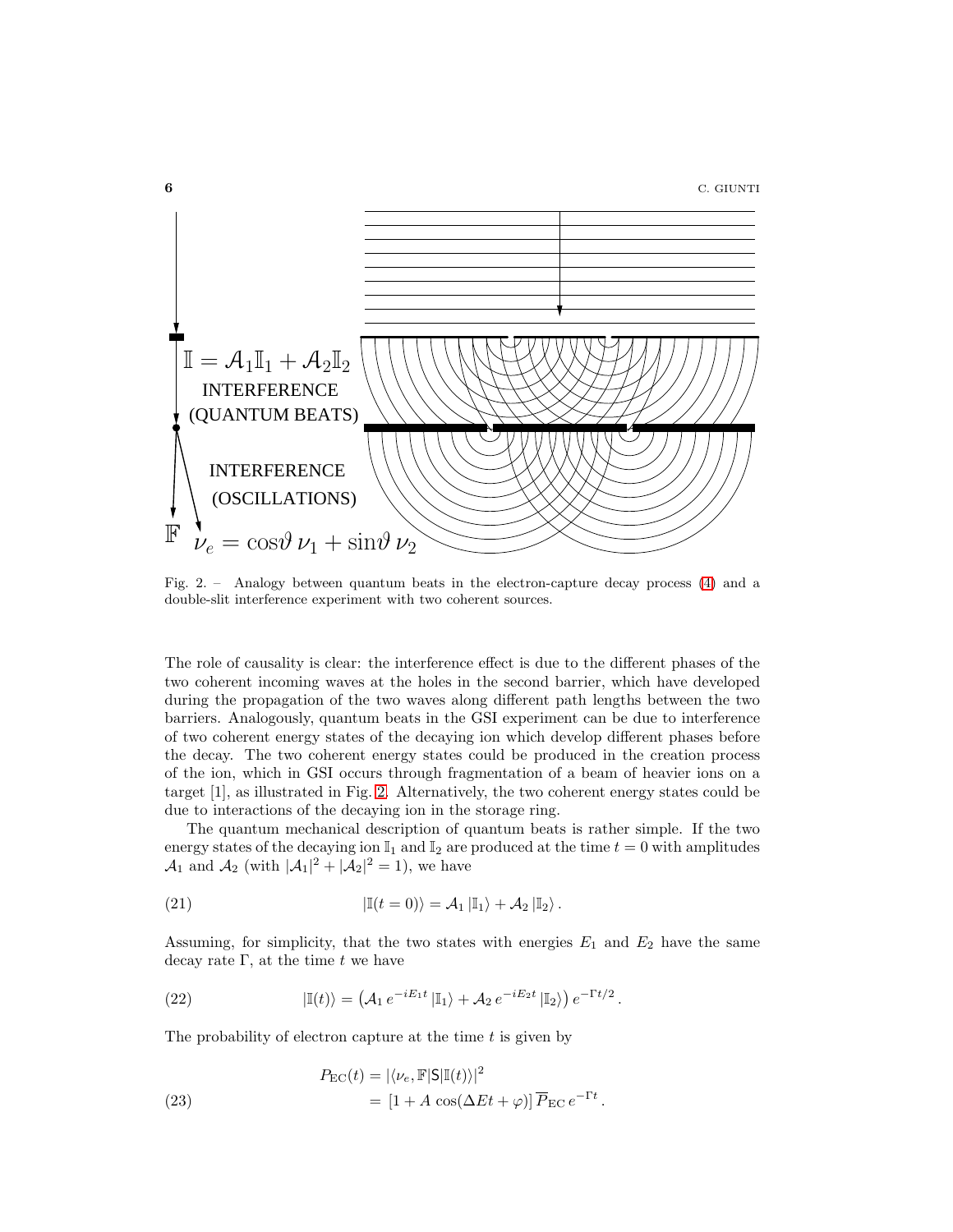Fig. 2. – Analogy between quantum beats in the electron-capture decay process (4) and a double-slit interference experiment with two coherent sources.

The role of causality is clear: the interference effect is due to the different phases of the two coherent incoming waves at the holes in the second barrier, which have developed during the propagation of the two waves along different path lengths between the two barriers. Analogously, quantum beats in the GSI experiment can be due to interference of two coherent energy states of the decaying ion which develop different phases before the decay. The two coherent energy states could be produced in the creation process of the ion, which in GSI occurs through fragmentation of a beam of heavier ions on a target [1], as illustrated in Fig. 2. Alternatively, the two coherent energy states could be due to interactions of the decaying ion in the storage ring.

The quantum mechanical description of quantum beats is rather simple. If the two energy states of the decaying ion $\mathbb{I}_1$ and $\mathbb{I}_2$ are produced at the time $t = 0$ with amplitudes $\mathcal{A}_1$ and $\mathcal{A}_2$ (with $|\mathcal{A}_1|^2 + |\mathcal{A}_2|^2 = 1$), we have

$$|\mathbb{I}(t=0)\rangle = \mathcal{A}_1 \, |\mathbb{I}_1\rangle + \mathcal{A}_2 \, |\mathbb{I}_2\rangle \, . \tag{21}$$

Assuming, for simplicity, that the two states with energies $E_1$ and $E_2$ have the same decay rate $\Gamma$, at the time $t$ we have

$$|\mathbb{I}(t)\rangle = \left( \mathcal{A}_1 \, e^{-iE_1 t} \, |\mathbb{I}_1\rangle + \mathcal{A}_2 \, e^{-iE_2 t} \, |\mathbb{I}_2\rangle \right) e^{-\Gamma t/2} \, . \tag{22}$$

The probability of electron capture at the time $t$ is given by

$$\begin{aligned} P_{\mathrm{EC}}(t) &= |\langle \nu_e, \mathbb{F} | \mathsf{S} | \mathbb{I}(t) \rangle|^2 \\ &= \left[ 1 + A \, \cos(\Delta E t + \varphi) \right] \overline{P}_{\mathrm{EC}} \, e^{-\Gamma t} \, . \end{aligned} \tag{23}$$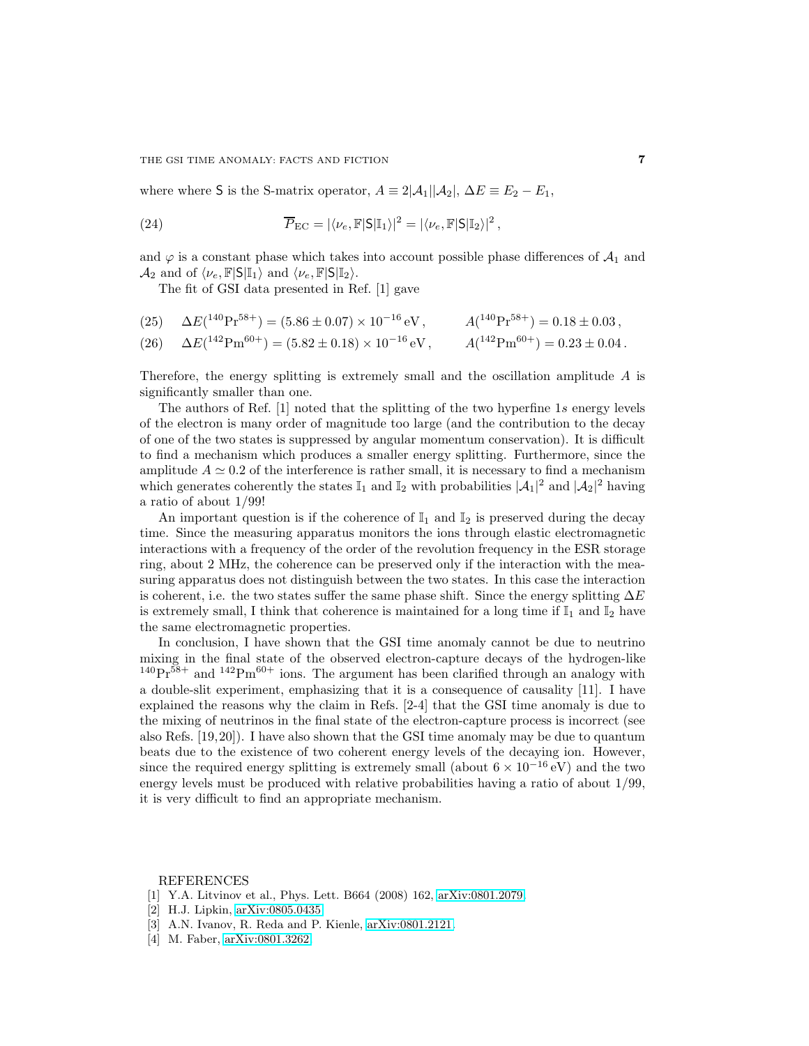where where $\mathsf{S}$ is the S-matrix operator, $A \equiv 2|\mathcal{A}_1||\mathcal{A}_2|$, $\Delta E \equiv E_2 - E_1$,

$$\overline{P}_{\rm EC} = |\langle \nu_e, \mathbb{F}|\mathsf{S}|\mathbb{I}_1\rangle|^2 = |\langle \nu_e, \mathbb{F}|\mathsf{S}|\mathbb{I}_2\rangle|^2 \,, \tag{24}$$

and $\varphi$ is a constant phase which takes into account possible phase differences of $\mathcal{A}_1$ and $\mathcal{A}_2$ and of $\langle \nu_e, \mathbb{F}|\mathsf{S}|\mathbb{I}_1\rangle$ and $\langle \nu_e, \mathbb{F}|\mathsf{S}|\mathbb{I}_2\rangle$.

The fit of GSI data presented in Ref. [1] gave

$$\Delta E(^{140}\mathrm{Pr}^{58+}) = (5.86 \pm 0.07) \times 10^{-16}\,\mathrm{eV}\,, \qquad A(^{140}\mathrm{Pr}^{58+}) = 0.18 \pm 0.03\,, \tag{25}$$

$$\Delta E(^{142}\mathrm{Pm}^{60+}) = (5.82 \pm 0.18) \times 10^{-16}\,\mathrm{eV}\,, \qquad A(^{142}\mathrm{Pm}^{60+}) = 0.23 \pm 0.04\,. \tag{26}$$

Therefore, the energy splitting is extremely small and the oscillation amplitude $A$ is significantly smaller than one.

The authors of Ref. [1] noted that the splitting of the two hyperfine $1s$ energy levels of the electron is many order of magnitude too large (and the contribution to the decay of one of the two states is suppressed by angular momentum conservation). It is difficult to find a mechanism which produces a smaller energy splitting. Furthermore, since the amplitude $A \simeq 0.2$ of the interference is rather small, it is necessary to find a mechanism which generates coherently the states $\mathbb{I}_1$ and $\mathbb{I}_2$ with probabilities $|\mathcal{A}_1|^2$ and $|\mathcal{A}_2|^2$ having a ratio of about 1/99!

An important question is if the coherence of $\mathbb{I}_1$ and $\mathbb{I}_2$ is preserved during the decay time. Since the measuring apparatus monitors the ions through elastic electromagnetic interactions with a frequency of the order of the revolution frequency in the ESR storage ring, about 2 MHz, the coherence can be preserved only if the interaction with the measuring apparatus does not distinguish between the two states. In this case the interaction is coherent, i.e. the two states suffer the same phase shift. Since the energy splitting $\Delta E$ is extremely small, I think that coherence is maintained for a long time if $\mathbb{I}_1$ and $\mathbb{I}_2$ have the same electromagnetic properties.

In conclusion, I have shown that the GSI time anomaly cannot be due to neutrino mixing in the final state of the observed electron-capture decays of the hydrogen-like $^{140}\mathrm{Pr}^{58+}$ and $^{142}\mathrm{Pm}^{60+}$ ions. The argument has been clarified through an analogy with a double-slit experiment, emphasizing that it is a consequence of causality [11]. I have explained the reasons why the claim in Refs. [2-4] that the GSI time anomaly is due to the mixing of neutrinos in the final state of the electron-capture process is incorrect (see also Refs. [19,20]). I have also shown that the GSI time anomaly may be due to quantum beats due to the existence of two coherent energy levels of the decaying ion. However, since the required energy splitting is extremely small (about $6 \times 10^{-16}\,\mathrm{eV}$) and the two energy levels must be produced with relative probabilities having a ratio of about 1/99, it is very difficult to find an appropriate mechanism.

REFERENCES

[1] Y.A. Litvinov et al., Phys. Lett. B664 (2008) 162, arXiv:0801.2079.
[2] H.J. Lipkin, arXiv:0805.0435.
[3] A.N. Ivanov, R. Reda and P. Kienle, arXiv:0801.2121.
[4] M. Faber, arXiv:0801.3262.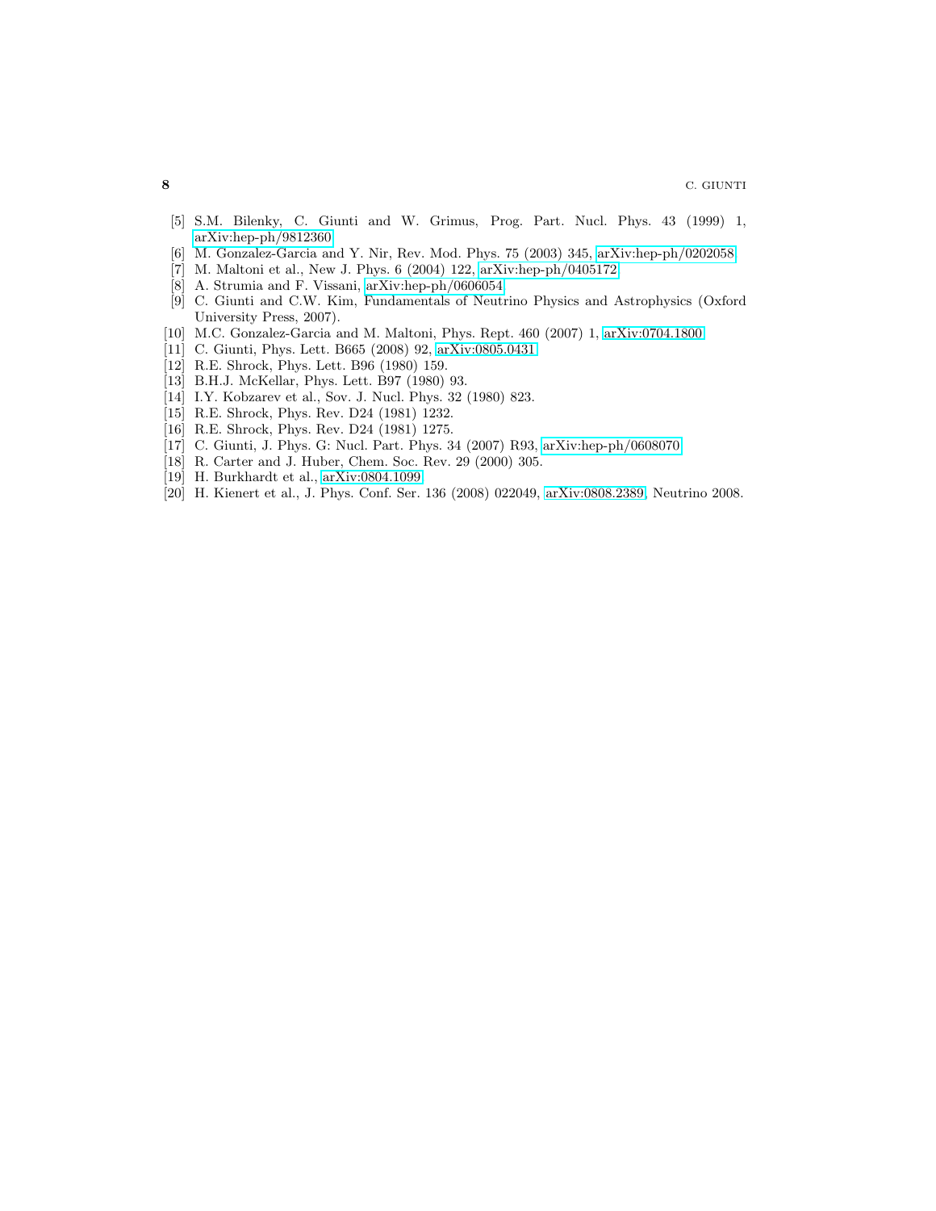[5] S.M. Bilenky, C. Giunti and W. Grimus, Prog. Part. Nucl. Phys. 43 (1999) 1, arXiv:hep-ph/9812360.

[6] M. Gonzalez-Garcia and Y. Nir, Rev. Mod. Phys. 75 (2003) 345, arXiv:hep-ph/0202058.

[7] M. Maltoni et al., New J. Phys. 6 (2004) 122, arXiv:hep-ph/0405172.

[8] A. Strumia and F. Vissani, arXiv:hep-ph/0606054.

[9] C. Giunti and C.W. Kim, Fundamentals of Neutrino Physics and Astrophysics (Oxford University Press, 2007).

[10] M.C. Gonzalez-Garcia and M. Maltoni, Phys. Rept. 460 (2007) 1, arXiv:0704.1800.

[11] C. Giunti, Phys. Lett. B665 (2008) 92, arXiv:0805.0431.

[12] R.E. Shrock, Phys. Lett. B96 (1980) 159.

[13] B.H.J. McKellar, Phys. Lett. B97 (1980) 93.

[14] I.Y. Kobzarev et al., Sov. J. Nucl. Phys. 32 (1980) 823.

[15] R.E. Shrock, Phys. Rev. D24 (1981) 1232.

[16] R.E. Shrock, Phys. Rev. D24 (1981) 1275.

[17] C. Giunti, J. Phys. G: Nucl. Part. Phys. 34 (2007) R93, arXiv:hep-ph/0608070.

[18] R. Carter and J. Huber, Chem. Soc. Rev. 29 (2000) 305.

[19] H. Burkhardt et al., arXiv:0804.1099.

[20] H. Kienert et al., J. Phys. Conf. Ser. 136 (2008) 022049, arXiv:0808.2389, Neutrino 2008.